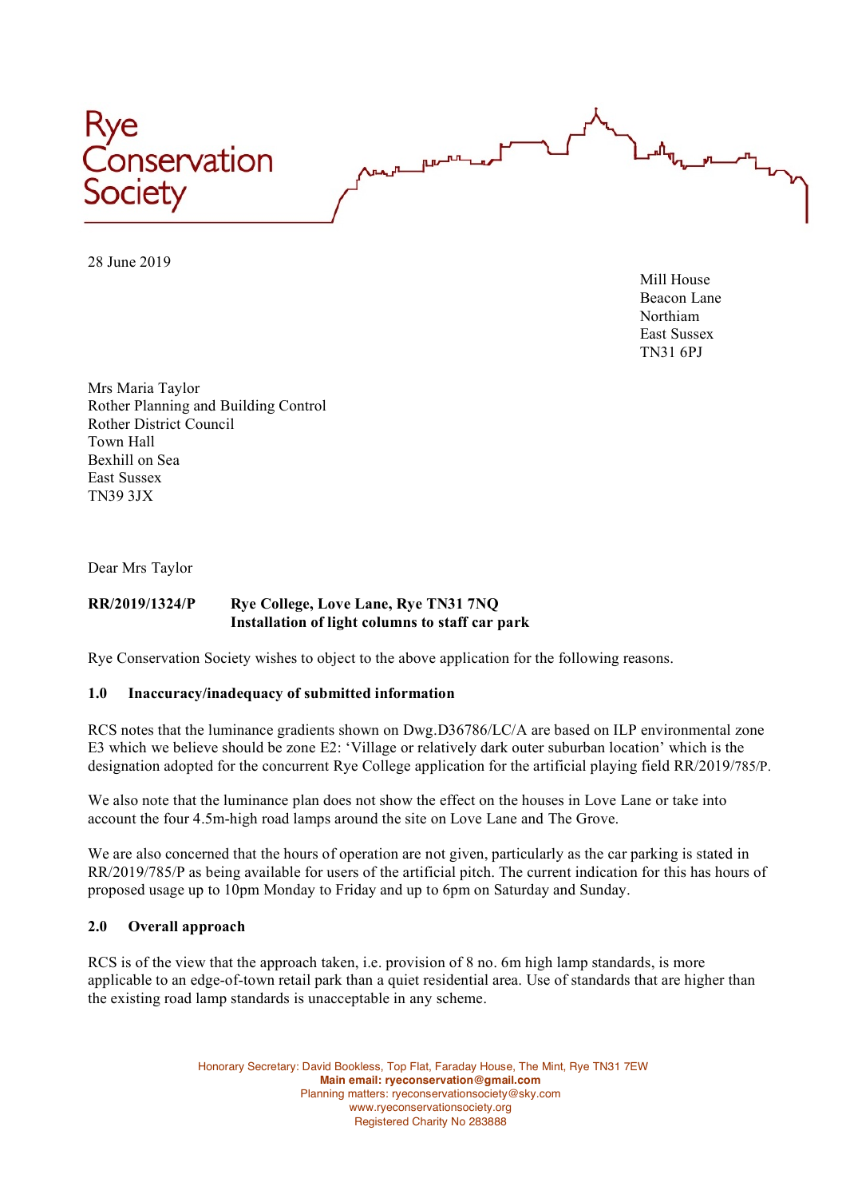Rye Conservation Society

28 June 2019

Mill House
Beacon Lane
Northiam
East Sussex
TN31 6PJ

Mrs Maria Taylor
Rother Planning and Building Control
Rother District Council
Town Hall
Bexhill on Sea
East Sussex
TN39 3JX

Dear Mrs Taylor

**RR/2019/1324/P Rye College, Love Lane, Rye TN31 7NQ**
**Installation of light columns to staff car park**

Rye Conservation Society wishes to object to the above application for the following reasons.

**1.0 Inaccuracy/inadequacy of submitted information**

RCS notes that the luminance gradients shown on Dwg.D36786/LC/A are based on ILP environmental zone E3 which we believe should be zone E2: 'Village or relatively dark outer suburban location' which is the designation adopted for the concurrent Rye College application for the artificial playing field RR/2019/785/P.

We also note that the luminance plan does not show the effect on the houses in Love Lane or take into account the four 4.5m-high road lamps around the site on Love Lane and The Grove.

We are also concerned that the hours of operation are not given, particularly as the car parking is stated in RR/2019/785/P as being available for users of the artificial pitch. The current indication for this has hours of proposed usage up to 10pm Monday to Friday and up to 6pm on Saturday and Sunday.

**2.0 Overall approach**

RCS is of the view that the approach taken, i.e. provision of 8 no. 6m high lamp standards, is more applicable to an edge-of-town retail park than a quiet residential area. Use of standards that are higher than the existing road lamp standards is unacceptable in any scheme.

Honorary Secretary: David Bookless, Top Flat, Faraday House, The Mint, Rye TN31 7EW
**Main email: ryeconservation@gmail.com**
Planning matters: ryeconservationsociety@sky.com
www.ryeconservationsociety.org
Registered Charity No 283888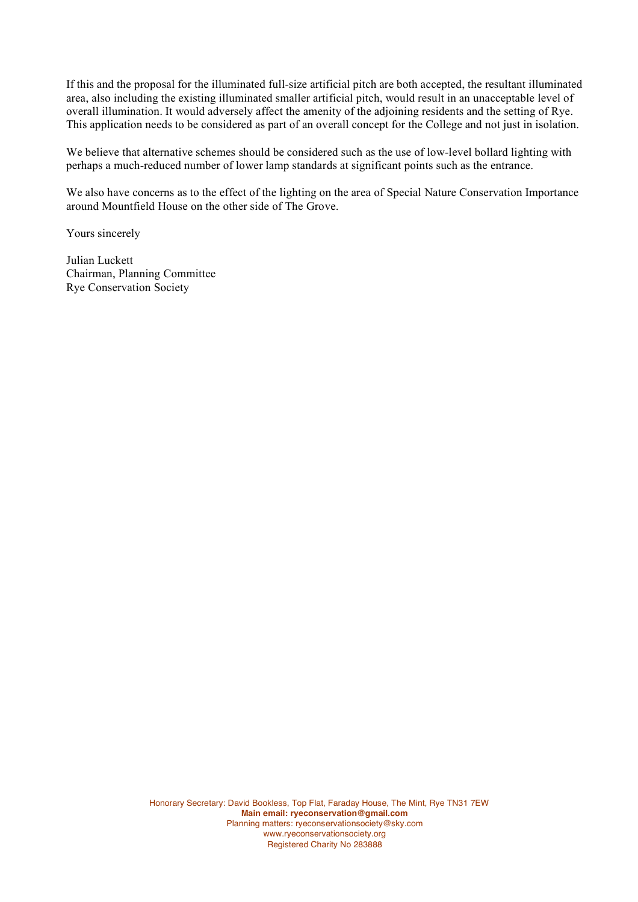If this and the proposal for the illuminated full-size artificial pitch are both accepted, the resultant illuminated area, also including the existing illuminated smaller artificial pitch, would result in an unacceptable level of overall illumination. It would adversely affect the amenity of the adjoining residents and the setting of Rye. This application needs to be considered as part of an overall concept for the College and not just in isolation.

We believe that alternative schemes should be considered such as the use of low-level bollard lighting with perhaps a much-reduced number of lower lamp standards at significant points such as the entrance.

We also have concerns as to the effect of the lighting on the area of Special Nature Conservation Importance around Mountfield House on the other side of The Grove.

Yours sincerely

Julian Luckett
Chairman, Planning Committee
Rye Conservation Society

Honorary Secretary: David Bookless, Top Flat, Faraday House, The Mint, Rye TN31 7EW
**Main email: ryeconservation@gmail.com**
Planning matters: ryeconservationsociety@sky.com
www.ryeconservationsociety.org
Registered Charity No 283888